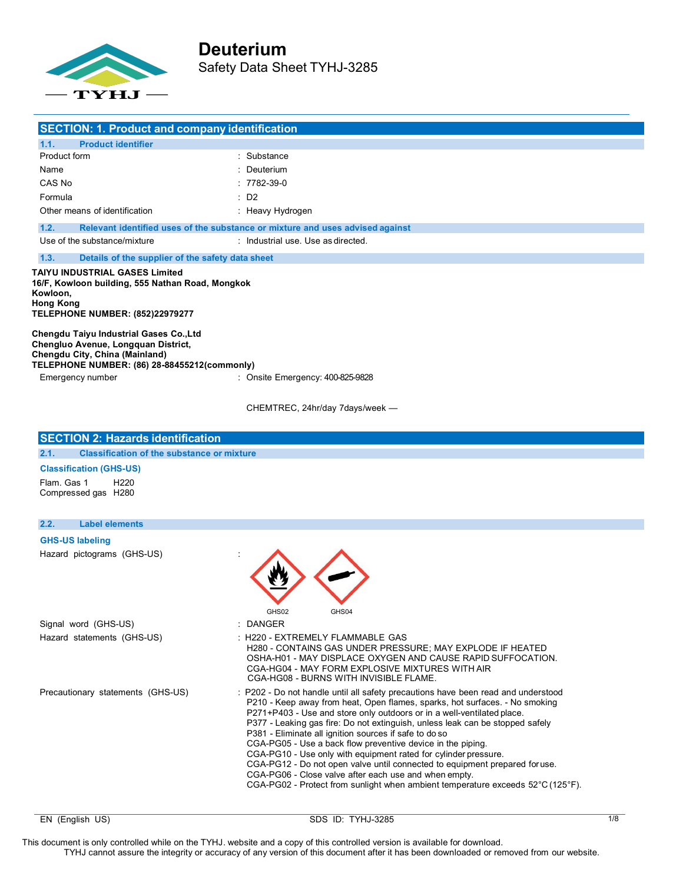# Deuterium

Safety Data Sheet TYHJ-3285

## SECTION: 1. Product and company identification

### 1.1. Product identifier

| | |
|---|---|
| Product form | : Substance |
| Name | : Deuterium |
| CAS No | : 7782-39-0 |
| Formula | : D2 |
| Other means of identification | : Heavy Hydrogen |

### 1.2. Relevant identified uses of the substance or mixture and uses advised against

| | |
|---|---|
| Use of the substance/mixture | : Industrial use. Use as directed. |

### 1.3. Details of the supplier of the safety data sheet

**TAIYU INDUSTRIAL GASES Limited**
**16/F, Kowloon building, 555 Nathan Road, Mongkok**
**Kowloon,**
**Hong Kong**
**TELEPHONE NUMBER: (852)22979277**

**Chengdu Taiyu Industrial Gases Co.,Ltd**
**Chengluo Avenue, Longquan District,**
**Chengdu City, China (Mainland)**
**TELEPHONE NUMBER: (86) 28-88455212(commonly)**

| | |
|---|---|
| Emergency number | : Onsite Emergency: 400-825-9828 |
| | CHEMTREC, 24hr/day 7days/week — |

## SECTION 2: Hazards identification

### 2.1. Classification of the substance or mixture

**Classification (GHS-US)**

Flam. Gas 1 H220
Compressed gas H280

### 2.2. Label elements

**GHS-US labeling**

| | |
|---|---|
| Hazard pictograms (GHS-US) | : GHS02 GHS04 |
| Signal word (GHS-US) | : DANGER |
| Hazard statements (GHS-US) | : H220 - EXTREMELY FLAMMABLE GAS<br>H280 - CONTAINS GAS UNDER PRESSURE; MAY EXPLODE IF HEATED<br>OSHA-H01 - MAY DISPLACE OXYGEN AND CAUSE RAPID SUFFOCATION.<br>CGA-HG04 - MAY FORM EXPLOSIVE MIXTURES WITH AIR<br>CGA-HG08 - BURNS WITH INVISIBLE FLAME. |
| Precautionary statements (GHS-US) | : P202 - Do not handle until all safety precautions have been read and understood<br>P210 - Keep away from heat, Open flames, sparks, hot surfaces. - No smoking<br>P271+P403 - Use and store only outdoors or in a well-ventilated place.<br>P377 - Leaking gas fire: Do not extinguish, unless leak can be stopped safely<br>P381 - Eliminate all ignition sources if safe to do so<br>CGA-PG05 - Use a back flow preventive device in the piping.<br>CGA-PG10 - Use only with equipment rated for cylinder pressure.<br>CGA-PG12 - Do not open valve until connected to equipment prepared for use.<br>CGA-PG06 - Close valve after each use and when empty.<br>CGA-PG02 - Protect from sunlight when ambient temperature exceeds 52°C (125°F). |

This document is only controlled while on the TYHJ. website and a copy of this controlled version is available for download.
TYHJ cannot assure the integrity or accuracy of any version of this document after it has been downloaded or removed from our website.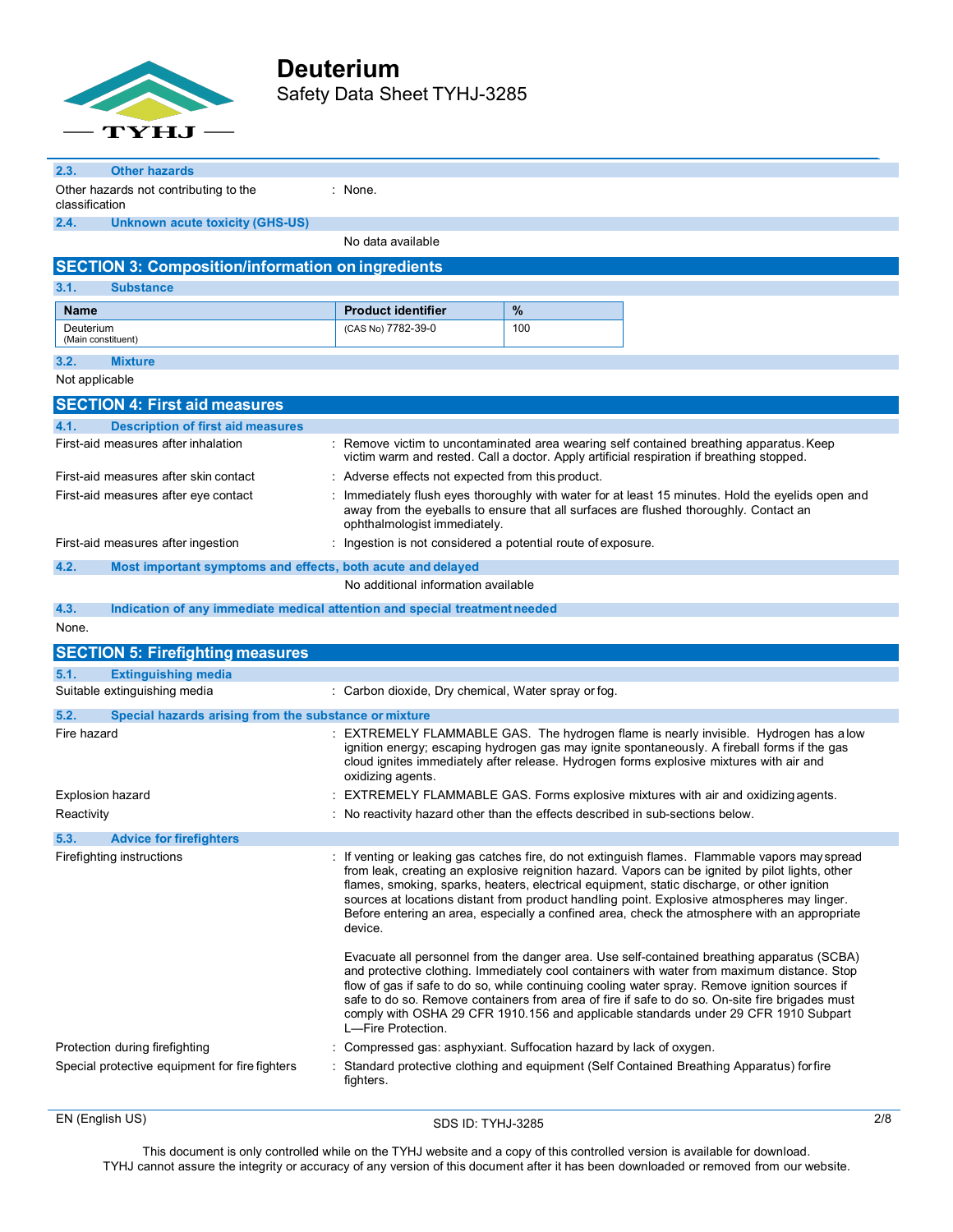### 2.3. Other hazards

Other hazards not contributing to the classification : None.

### 2.4. Unknown acute toxicity (GHS-US)

No data available

## SECTION 3: Composition/information on ingredients

### 3.1. Substance

| Name | Product identifier | % |
|---|---|---|
| Deuterium (Main constituent) | (CAS No) 7782-39-0 | 100 |

### 3.2. Mixture

Not applicable

## SECTION 4: First aid measures

### 4.1. Description of first aid measures

First-aid measures after inhalation : Remove victim to uncontaminated area wearing self contained breathing apparatus. Keep victim warm and rested. Call a doctor. Apply artificial respiration if breathing stopped.

First-aid measures after skin contact : Adverse effects not expected from this product.

First-aid measures after eye contact : Immediately flush eyes thoroughly with water for at least 15 minutes. Hold the eyelids open and away from the eyeballs to ensure that all surfaces are flushed thoroughly. Contact an ophthalmologist immediately.

First-aid measures after ingestion : Ingestion is not considered a potential route of exposure.

### 4.2. Most important symptoms and effects, both acute and delayed

No additional information available

### 4.3. Indication of any immediate medical attention and special treatment needed

None.

## SECTION 5: Firefighting measures

### 5.1. Extinguishing media

Suitable extinguishing media : Carbon dioxide, Dry chemical, Water spray or fog.

### 5.2. Special hazards arising from the substance or mixture

Fire hazard : EXTREMELY FLAMMABLE GAS. The hydrogen flame is nearly invisible. Hydrogen has a low ignition energy; escaping hydrogen gas may ignite spontaneously. A fireball forms if the gas cloud ignites immediately after release. Hydrogen forms explosive mixtures with air and oxidizing agents.

Explosion hazard : EXTREMELY FLAMMABLE GAS. Forms explosive mixtures with air and oxidizing agents.

Reactivity : No reactivity hazard other than the effects described in sub-sections below.

### 5.3. Advice for firefighters

Firefighting instructions : If venting or leaking gas catches fire, do not extinguish flames. Flammable vapors may spread from leak, creating an explosive reignition hazard. Vapors can be ignited by pilot lights, other flames, smoking, sparks, heaters, electrical equipment, static discharge, or other ignition sources at locations distant from product handling point. Explosive atmospheres may linger. Before entering an area, especially a confined area, check the atmosphere with an appropriate device.

Evacuate all personnel from the danger area. Use self-contained breathing apparatus (SCBA) and protective clothing. Immediately cool containers with water from maximum distance. Stop flow of gas if safe to do so, while continuing cooling water spray. Remove ignition sources if safe to do so. Remove containers from area of fire if safe to do so. On-site fire brigades must comply with OSHA 29 CFR 1910.156 and applicable standards under 29 CFR 1910 Subpart L—Fire Protection.

Protection during firefighting : Compressed gas: asphyxiant. Suffocation hazard by lack of oxygen.

Special protective equipment for fire fighters : Standard protective clothing and equipment (Self Contained Breathing Apparatus) for fire fighters.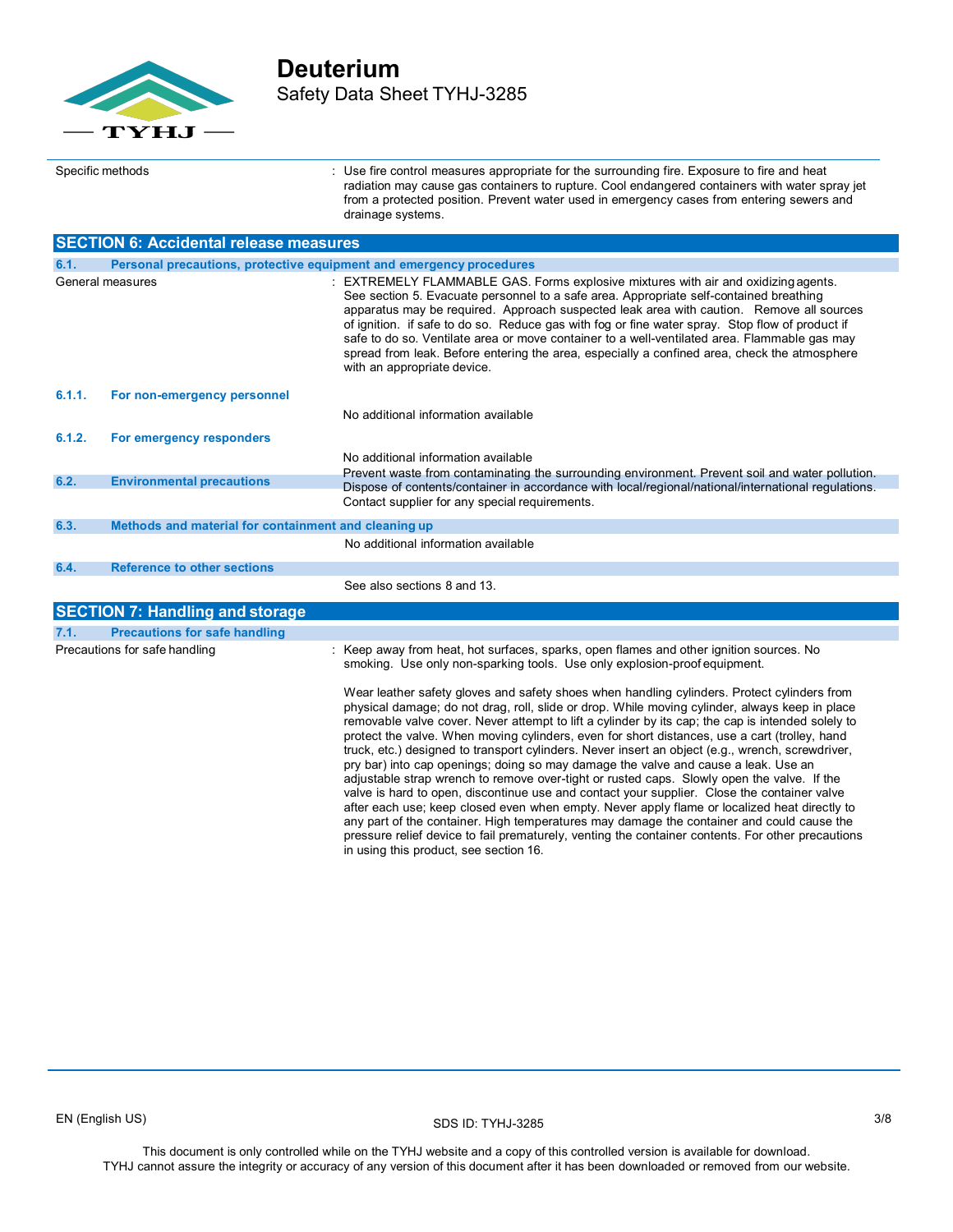| | |
|---|---|
| Specific methods | : Use fire control measures appropriate for the surrounding fire. Exposure to fire and heat radiation may cause gas containers to rupture. Cool endangered containers with water spray jet from a protected position. Prevent water used in emergency cases from entering sewers and drainage systems. |

## SECTION 6: Accidental release measures

### 6.1. Personal precautions, protective equipment and emergency procedures

| | |
|---|---|
| General measures | : EXTREMELY FLAMMABLE GAS. Forms explosive mixtures with air and oxidizing agents. See section 5. Evacuate personnel to a safe area. Appropriate self-contained breathing apparatus may be required. Approach suspected leak area with caution. Remove all sources of ignition. if safe to do so. Reduce gas with fog or fine water spray. Stop flow of product if safe to do so. Ventilate area or move container to a well-ventilated area. Flammable gas may spread from leak. Before entering the area, especially a confined area, check the atmosphere with an appropriate device. |

#### 6.1.1. For non-emergency personnel

No additional information available

#### 6.1.2. For emergency responders

No additional information available

### 6.2. Environmental precautions

Prevent waste from contaminating the surrounding environment. Prevent soil and water pollution. Dispose of contents/container in accordance with local/regional/national/international regulations. Contact supplier for any special requirements.

### 6.3. Methods and material for containment and cleaning up

No additional information available

### 6.4. Reference to other sections

See also sections 8 and 13.

## SECTION 7: Handling and storage

### 7.1. Precautions for safe handling

| | |
|---|---|
| Precautions for safe handling | : Keep away from heat, hot surfaces, sparks, open flames and other ignition sources. No smoking. Use only non-sparking tools. Use only explosion-proof equipment.<br><br>Wear leather safety gloves and safety shoes when handling cylinders. Protect cylinders from physical damage; do not drag, roll, slide or drop. While moving cylinder, always keep in place removable valve cover. Never attempt to lift a cylinder by its cap; the cap is intended solely to protect the valve. When moving cylinders, even for short distances, use a cart (trolley, hand truck, etc.) designed to transport cylinders. Never insert an object (e.g., wrench, screwdriver, pry bar) into cap openings; doing so may damage the valve and cause a leak. Use an adjustable strap wrench to remove over-tight or rusted caps. Slowly open the valve. If the valve is hard to open, discontinue use and contact your supplier. Close the container valve after each use; keep closed even when empty. Never apply flame or localized heat directly to any part of the container. High temperatures may damage the container and could cause the pressure relief device to fail prematurely, venting the container contents. For other precautions in using this product, see section 16. |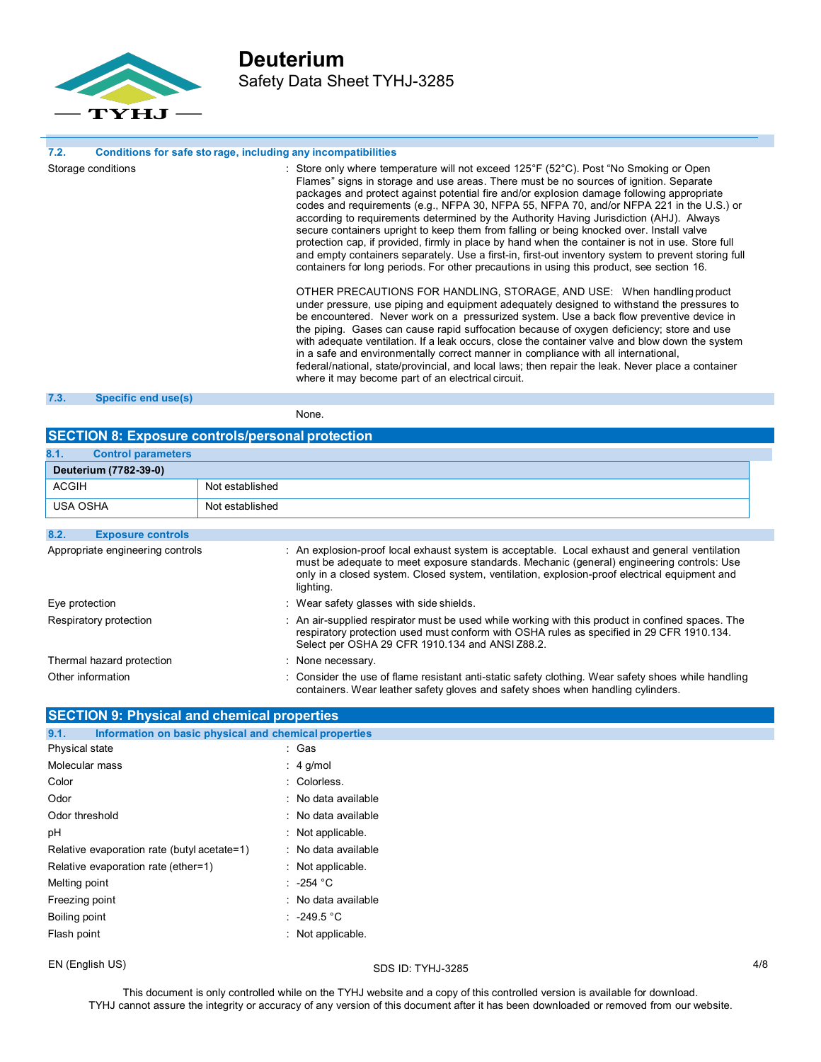### 7.2. Conditions for safe sto rage, including any incompatibilities

Storage conditions : Store only where temperature will not exceed 125°F (52°C). Post "No Smoking or Open Flames" signs in storage and use areas. There must be no sources of ignition. Separate packages and protect against potential fire and/or explosion damage following appropriate codes and requirements (e.g., NFPA 30, NFPA 55, NFPA 70, and/or NFPA 221 in the U.S.) or according to requirements determined by the Authority Having Jurisdiction (AHJ). Always secure containers upright to keep them from falling or being knocked over. Install valve protection cap, if provided, firmly in place by hand when the container is not in use. Store full and empty containers separately. Use a first-in, first-out inventory system to prevent storing full containers for long periods. For other precautions in using this product, see section 16.

OTHER PRECAUTIONS FOR HANDLING, STORAGE, AND USE: When handling product under pressure, use piping and equipment adequately designed to withstand the pressures to be encountered. Never work on a pressurized system. Use a back flow preventive device in the piping. Gases can cause rapid suffocation because of oxygen deficiency; store and use with adequate ventilation. If a leak occurs, close the container valve and blow down the system in a safe and environmentally correct manner in compliance with all international, federal/national, state/provincial, and local laws; then repair the leak. Never place a container where it may become part of an electrical circuit.

### 7.3. Specific end use(s)

None.

## SECTION 8: Exposure controls/personal protection

### 8.1. Control parameters

| Deuterium (7782-39-0) | |
|---|---|
| ACGIH | Not established |
| USA OSHA | Not established |

### 8.2. Exposure controls

Appropriate engineering controls : An explosion-proof local exhaust system is acceptable. Local exhaust and general ventilation must be adequate to meet exposure standards. Mechanic (general) engineering controls: Use only in a closed system. Closed system, ventilation, explosion-proof electrical equipment and lighting.

Eye protection : Wear safety glasses with side shields.

Respiratory protection : An air-supplied respirator must be used while working with this product in confined spaces. The respiratory protection used must conform with OSHA rules as specified in 29 CFR 1910.134. Select per OSHA 29 CFR 1910.134 and ANSI Z88.2.

Thermal hazard protection : None necessary.

Other information : Consider the use of flame resistant anti-static safety clothing. Wear safety shoes while handling containers. Wear leather safety gloves and safety shoes when handling cylinders.

## SECTION 9: Physical and chemical properties

### 9.1. Information on basic physical and chemical properties

Physical state : Gas

Molecular mass : 4 g/mol

Color : Colorless.

Odor : No data available

Odor threshold : No data available

pH : Not applicable.

Relative evaporation rate (butyl acetate=1) : No data available

Relative evaporation rate (ether=1) : Not applicable.

Melting point : -254 °C

Freezing point : No data available

Boiling point : -249.5 °C

Flash point : Not applicable.

This document is only controlled while on the TYHJ website and a copy of this controlled version is available for download. TYHJ cannot assure the integrity or accuracy of any version of this document after it has been downloaded or removed from our website.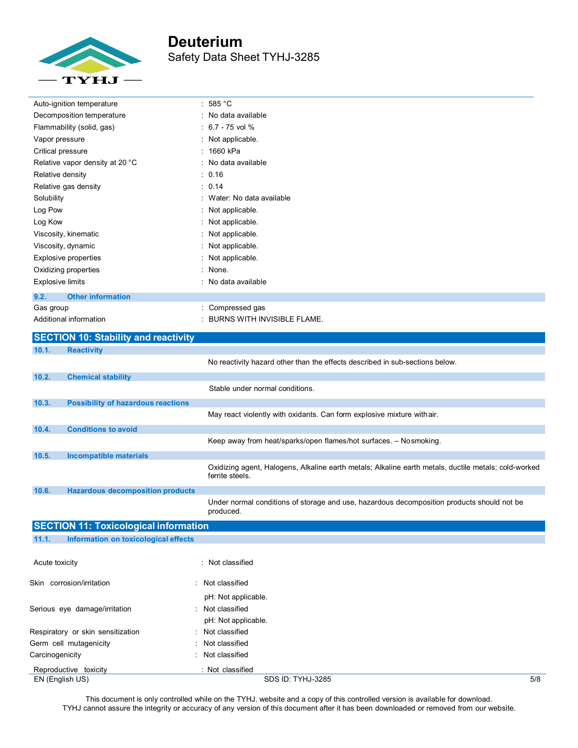| | |
|---|---|
| Auto-ignition temperature | : 585 °C |
| Decomposition temperature | : No data available |
| Flammability (solid, gas) | : 6.7 - 75 vol % |
| Vapor pressure | : Not applicable. |
| Critical pressure | : 1660 kPa |
| Relative vapor density at 20 °C | : No data available |
| Relative density | : 0.16 |
| Relative gas density | : 0.14 |
| Solubility | : Water: No data available |
| Log Pow | : Not applicable. |
| Log Kow | : Not applicable. |
| Viscosity, kinematic | : Not applicable. |
| Viscosity, dynamic | : Not applicable. |
| Explosive properties | : Not applicable. |
| Oxidizing properties | : None. |
| Explosive limits | : No data available |

### 9.2. Other information

| | |
|---|---|
| Gas group | : Compressed gas |
| Additional information | : BURNS WITH INVISIBLE FLAME. |

## SECTION 10: Stability and reactivity

### 10.1. Reactivity

No reactivity hazard other than the effects described in sub-sections below.

### 10.2. Chemical stability

Stable under normal conditions.

### 10.3. Possibility of hazardous reactions

May react violently with oxidants. Can form explosive mixture with air.

### 10.4. Conditions to avoid

Keep away from heat/sparks/open flames/hot surfaces. – No smoking.

### 10.5. Incompatible materials

Oxidizing agent, Halogens, Alkaline earth metals; Alkaline earth metals, ductile metals; cold-worked ferrite steels.

### 10.6. Hazardous decomposition products

Under normal conditions of storage and use, hazardous decomposition products should not be produced.

## SECTION 11: Toxicological information

### 11.1. Information on toxicological effects

| | |
|---|---|
| Acute toxicity | : Not classified |
| Skin corrosion/irritation | : Not classified<br>pH: Not applicable. |
| Serious eye damage/irritation | : Not classified<br>pH: Not applicable. |
| Respiratory or skin sensitization | : Not classified |
| Germ cell mutagenicity | : Not classified |
| Carcinogenicity | : Not classified |
| Reproductive toxicity | : Not classified |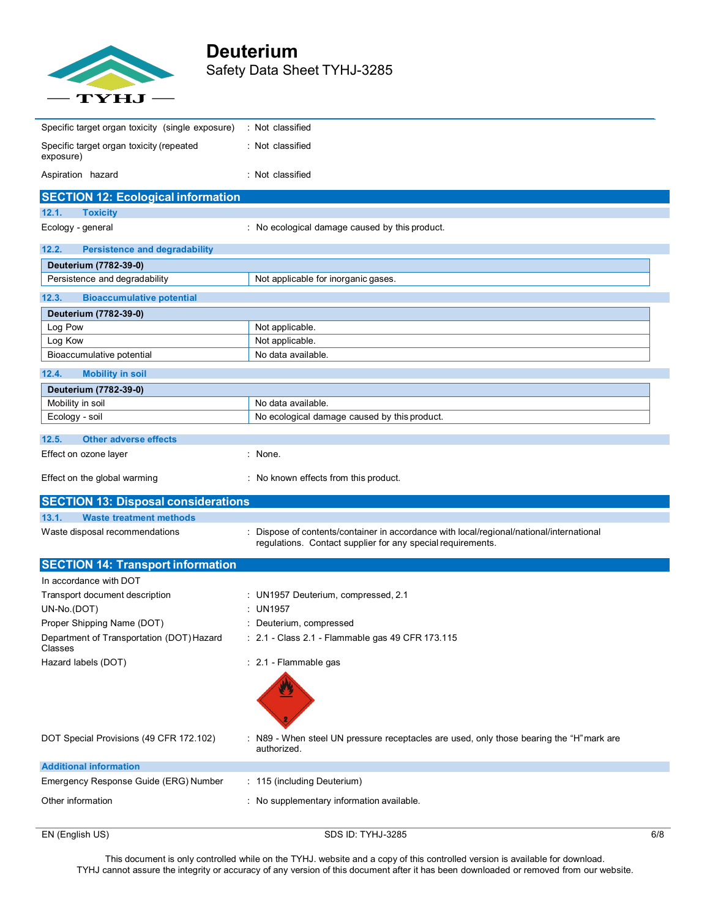Specific target organ toxicity (single exposure) : Not classified

Specific target organ toxicity (repeated exposure) : Not classified

Aspiration hazard : Not classified

## SECTION 12: Ecological information

### 12.1. Toxicity

Ecology - general : No ecological damage caused by this product.

### 12.2. Persistence and degradability

| Deuterium (7782-39-0) | |
|---|---|
| Persistence and degradability | Not applicable for inorganic gases. |

### 12.3. Bioaccumulative potential

| Deuterium (7782-39-0) | |
|---|---|
| Log Pow | Not applicable. |
| Log Kow | Not applicable. |
| Bioaccumulative potential | No data available. |

### 12.4. Mobility in soil

| Deuterium (7782-39-0) | |
|---|---|
| Mobility in soil | No data available. |
| Ecology - soil | No ecological damage caused by this product. |

### 12.5. Other adverse effects

Effect on ozone layer : None.

Effect on the global warming : No known effects from this product.

## SECTION 13: Disposal considerations

### 13.1. Waste treatment methods

Waste disposal recommendations : Dispose of contents/container in accordance with local/regional/national/international regulations. Contact supplier for any special requirements.

## SECTION 14: Transport information

In accordance with DOT

Transport document description : UN1957 Deuterium, compressed, 2.1

UN-No.(DOT) : UN1957

Proper Shipping Name (DOT) : Deuterium, compressed

Department of Transportation (DOT) Hazard Classes : 2.1 - Class 2.1 - Flammable gas 49 CFR 173.115

Hazard labels (DOT) : 2.1 - Flammable gas

DOT Special Provisions (49 CFR 172.102) : N89 - When steel UN pressure receptacles are used, only those bearing the "H" mark are authorized.

### Additional information

Emergency Response Guide (ERG) Number : 115 (including Deuterium)

Other information : No supplementary information available.

This document is only controlled while on the TYHJ. website and a copy of this controlled version is available for download. TYHJ cannot assure the integrity or accuracy of any version of this document after it has been downloaded or removed from our website.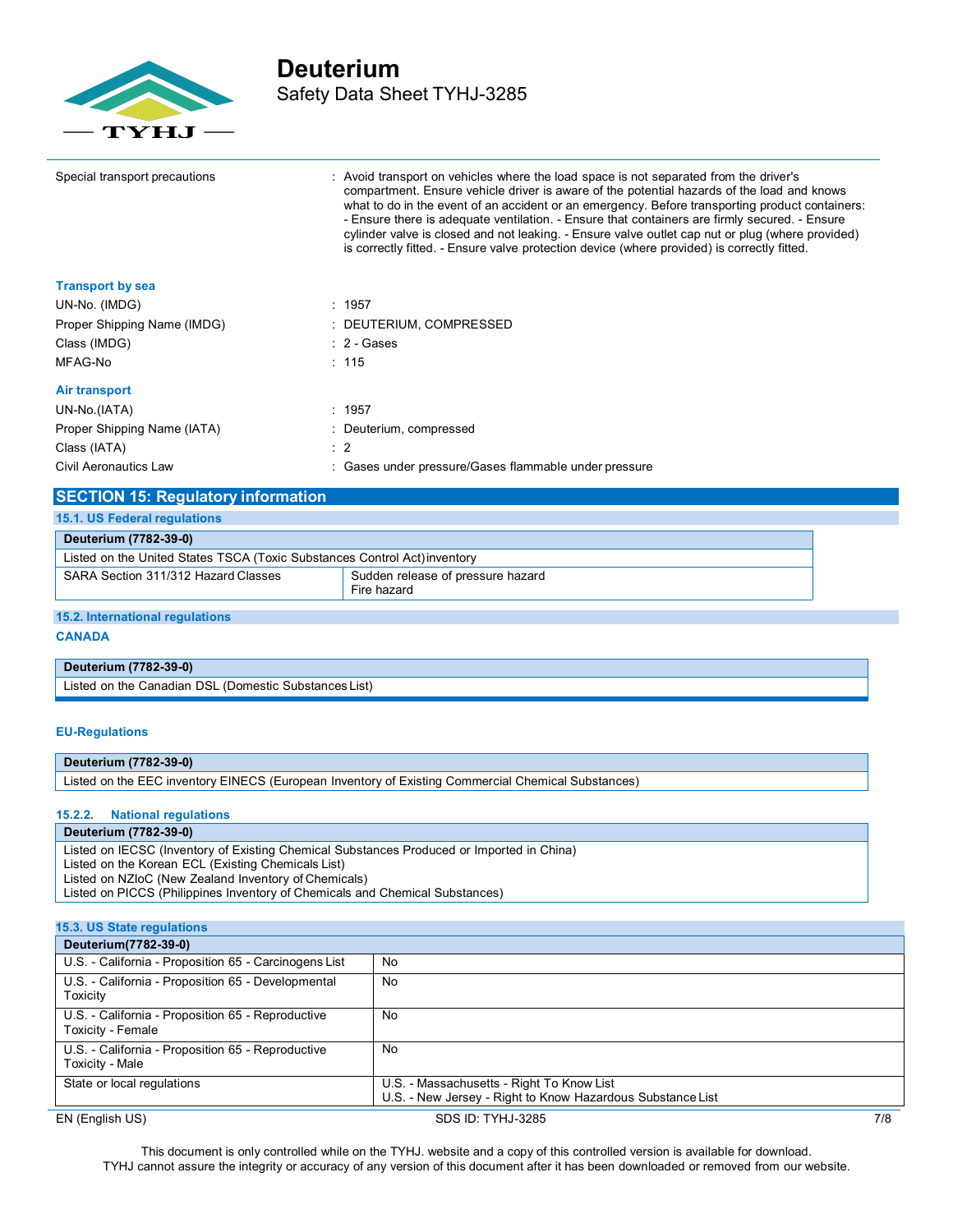| | |
|---|---|
| Special transport precautions | : Avoid transport on vehicles where the load space is not separated from the driver's compartment. Ensure vehicle driver is aware of the potential hazards of the load and knows what to do in the event of an accident or an emergency. Before transporting product containers: - Ensure there is adequate ventilation. - Ensure that containers are firmly secured. - Ensure cylinder valve is closed and not leaking. - Ensure valve outlet cap nut or plug (where provided) is correctly fitted. - Ensure valve protection device (where provided) is correctly fitted. |

**Transport by sea**

| | |
|---|---|
| UN-No. (IMDG) | : 1957 |
| Proper Shipping Name (IMDG) | : DEUTERIUM, COMPRESSED |
| Class (IMDG) | : 2 - Gases |
| MFAG-No | : 115 |

**Air transport**

| | |
|---|---|
| UN-No.(IATA) | : 1957 |
| Proper Shipping Name (IATA) | : Deuterium, compressed |
| Class (IATA) | : 2 |
| Civil Aeronautics Law | : Gases under pressure/Gases flammable under pressure |

## SECTION 15: Regulatory information

### 15.1. US Federal regulations

| Deuterium (7782-39-0) | |
|---|---|
| Listed on the United States TSCA (Toxic Substances Control Act) inventory | |
| SARA Section 311/312 Hazard Classes | Sudden release of pressure hazard<br>Fire hazard |

### 15.2. International regulations

**CANADA**

| Deuterium (7782-39-0) |
|---|
| Listed on the Canadian DSL (Domestic Substances List) |

**EU-Regulations**

| Deuterium (7782-39-0) |
|---|
| Listed on the EEC inventory EINECS (European Inventory of Existing Commercial Chemical Substances) |

#### 15.2.2. National regulations

| Deuterium (7782-39-0) |
|---|
| Listed on IECSC (Inventory of Existing Chemical Substances Produced or Imported in China)<br>Listed on the Korean ECL (Existing Chemicals List)<br>Listed on NZIoC (New Zealand Inventory of Chemicals)<br>Listed on PICCS (Philippines Inventory of Chemicals and Chemical Substances) |

### 15.3. US State regulations

| Deuterium(7782-39-0) | |
|---|---|
| U.S. - California - Proposition 65 - Carcinogens List | No |
| U.S. - California - Proposition 65 - Developmental Toxicity | No |
| U.S. - California - Proposition 65 - Reproductive Toxicity - Female | No |
| U.S. - California - Proposition 65 - Reproductive Toxicity - Male | No |
| State or local regulations | U.S. - Massachusetts - Right To Know List<br>U.S. - New Jersey - Right to Know Hazardous Substance List |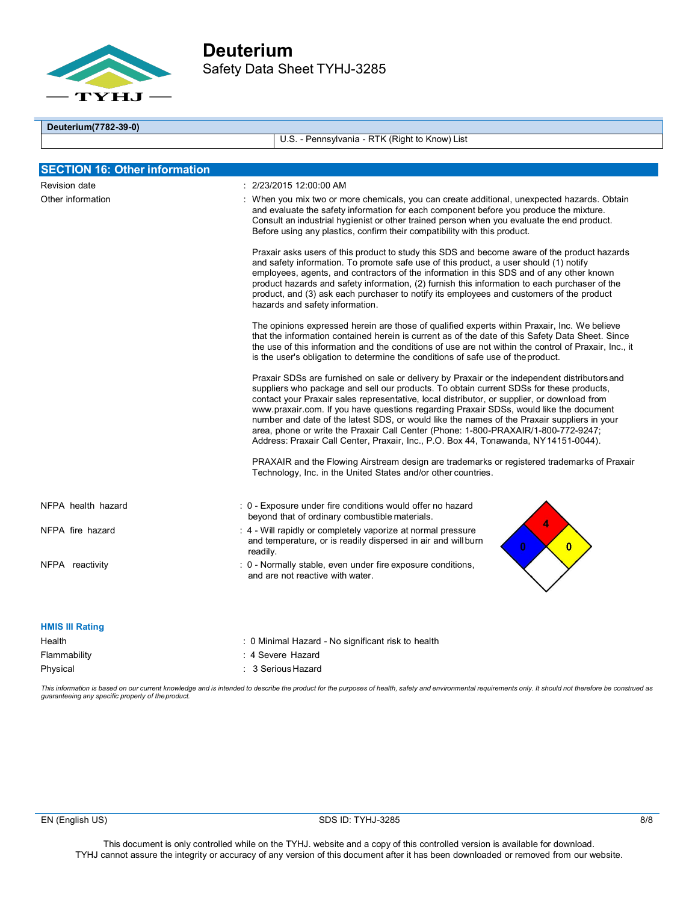| Deuterium(7782-39-0) | |
|---|---|
| | U.S. - Pennsylvania - RTK (Right to Know) List |

## SECTION 16: Other information

Revision date : 2/23/2015 12:00:00 AM

Other information : When you mix two or more chemicals, you can create additional, unexpected hazards. Obtain and evaluate the safety information for each component before you produce the mixture. Consult an industrial hygienist or other trained person when you evaluate the end product. Before using any plastics, confirm their compatibility with this product.

Praxair asks users of this product to study this SDS and become aware of the product hazards and safety information. To promote safe use of this product, a user should (1) notify employees, agents, and contractors of the information in this SDS and of any other known product hazards and safety information, (2) furnish this information to each purchaser of the product, and (3) ask each purchaser to notify its employees and customers of the product hazards and safety information.

The opinions expressed herein are those of qualified experts within Praxair, Inc. We believe that the information contained herein is current as of the date of this Safety Data Sheet. Since the use of this information and the conditions of use are not within the control of Praxair, Inc., it is the user's obligation to determine the conditions of safe use of the product.

Praxair SDSs are furnished on sale or delivery by Praxair or the independent distributors and suppliers who package and sell our products. To obtain current SDSs for these products, contact your Praxair sales representative, local distributor, or supplier, or download from www.praxair.com. If you have questions regarding Praxair SDSs, would like the document number and date of the latest SDS, or would like the names of the Praxair suppliers in your area, phone or write the Praxair Call Center (Phone: 1-800-PRAXAIR/1-800-772-9247; Address: Praxair Call Center, Praxair, Inc., P.O. Box 44, Tonawanda, NY 14151-0044).

PRAXAIR and the Flowing Airstream design are trademarks or registered trademarks of Praxair Technology, Inc. in the United States and/or other countries.

NFPA health hazard : 0 - Exposure under fire conditions would offer no hazard beyond that of ordinary combustible materials.

NFPA fire hazard : 4 - Will rapidly or completely vaporize at normal pressure and temperature, or is readily dispersed in air and will burn readily.

NFPA reactivity : 0 - Normally stable, even under fire exposure conditions, and are not reactive with water.

4
0
0

### HMIS III Rating

Health : 0 Minimal Hazard - No significant risk to health

Flammability : 4 Severe Hazard

Physical : 3 Serious Hazard

*This information is based on our current knowledge and is intended to describe the product for the purposes of health, safety and environmental requirements only. It should not therefore be construed as guaranteeing any specific property of the product.*